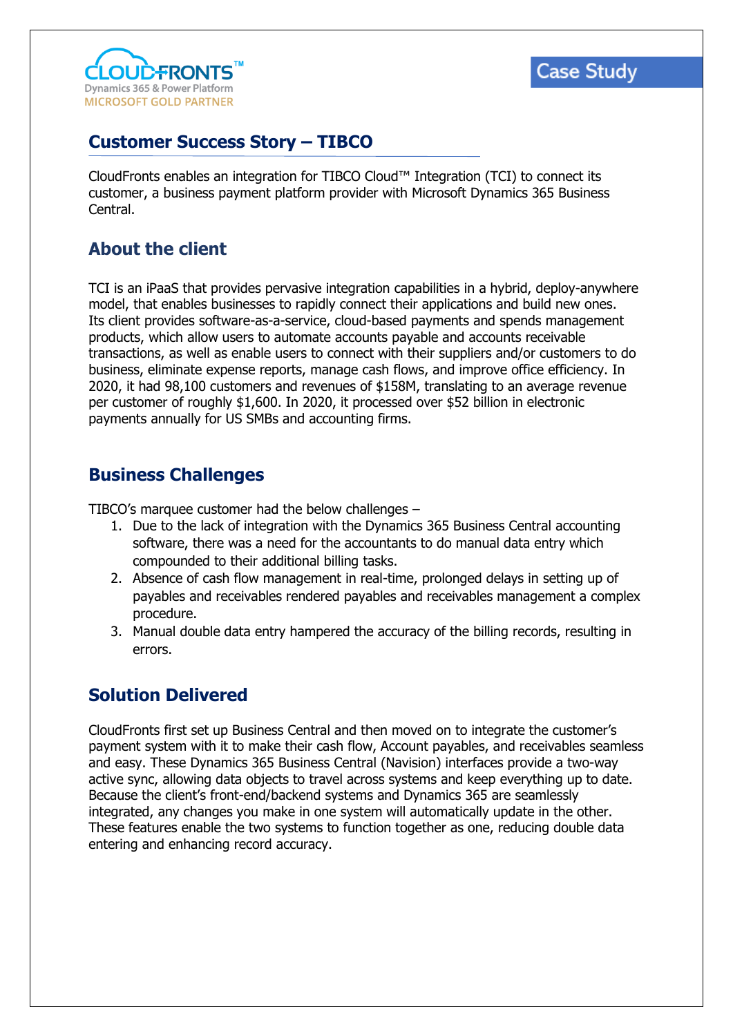CLOUDFRONTS™
Dynamics 365 & Power Platform
MICROSOFT GOLD PARTNER

Case Study

## Customer Success Story – TIBCO

CloudFronts enables an integration for TIBCO Cloud™ Integration (TCI) to connect its customer, a business payment platform provider with Microsoft Dynamics 365 Business Central.

## About the client

TCI is an iPaaS that provides pervasive integration capabilities in a hybrid, deploy-anywhere model, that enables businesses to rapidly connect their applications and build new ones. Its client provides software-as-a-service, cloud-based payments and spends management products, which allow users to automate accounts payable and accounts receivable transactions, as well as enable users to connect with their suppliers and/or customers to do business, eliminate expense reports, manage cash flows, and improve office efficiency. In 2020, it had 98,100 customers and revenues of $158M, translating to an average revenue per customer of roughly $1,600. In 2020, it processed over $52 billion in electronic payments annually for US SMBs and accounting firms.

## Business Challenges

TIBCO's marquee customer had the below challenges –

1. Due to the lack of integration with the Dynamics 365 Business Central accounting software, there was a need for the accountants to do manual data entry which compounded to their additional billing tasks.
2. Absence of cash flow management in real-time, prolonged delays in setting up of payables and receivables rendered payables and receivables management a complex procedure.
3. Manual double data entry hampered the accuracy of the billing records, resulting in errors.

## Solution Delivered

CloudFronts first set up Business Central and then moved on to integrate the customer's payment system with it to make their cash flow, Account payables, and receivables seamless and easy. These Dynamics 365 Business Central (Navision) interfaces provide a two-way active sync, allowing data objects to travel across systems and keep everything up to date. Because the client's front-end/backend systems and Dynamics 365 are seamlessly integrated, any changes you make in one system will automatically update in the other. These features enable the two systems to function together as one, reducing double data entering and enhancing record accuracy.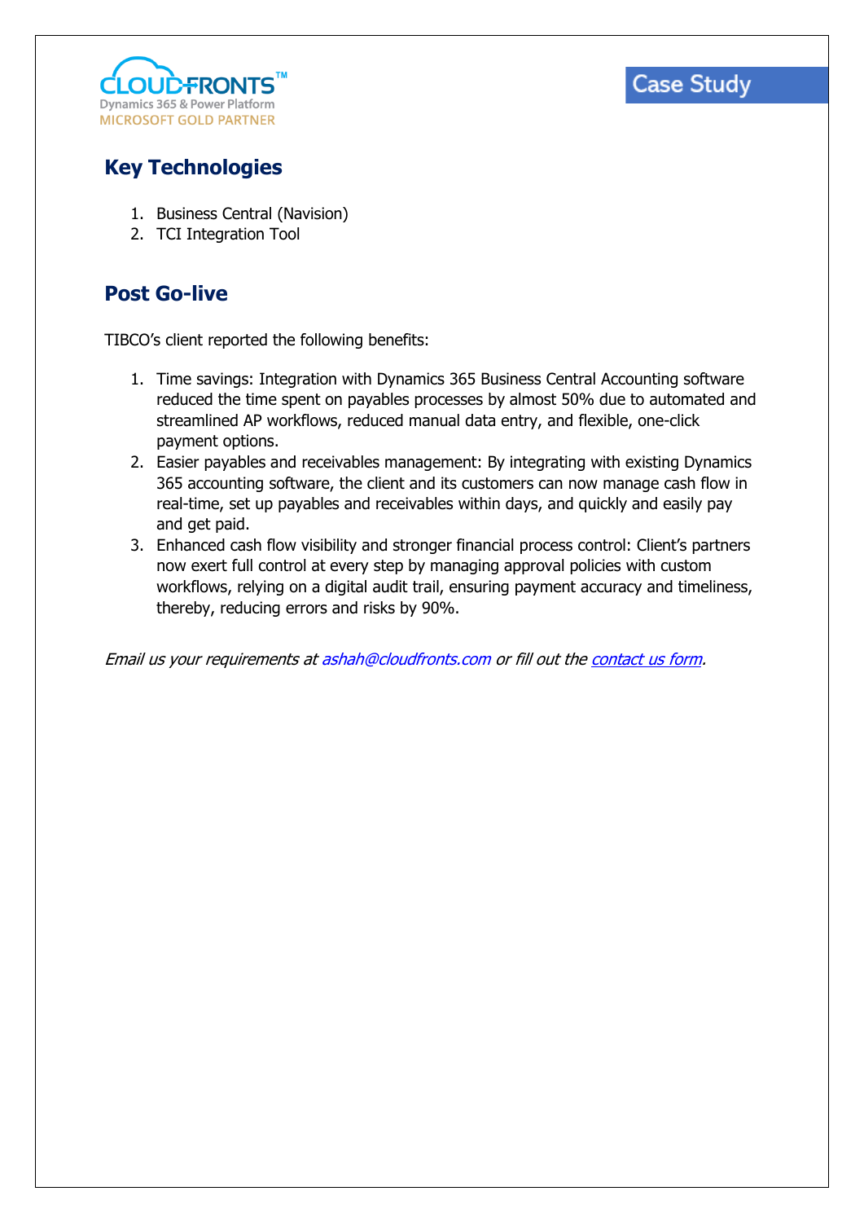## Key Technologies

1. Business Central (Navision)
2. TCI Integration Tool

## Post Go-live

TIBCO's client reported the following benefits:

1. Time savings: Integration with Dynamics 365 Business Central Accounting software reduced the time spent on payables processes by almost 50% due to automated and streamlined AP workflows, reduced manual data entry, and flexible, one-click payment options.
2. Easier payables and receivables management: By integrating with existing Dynamics 365 accounting software, the client and its customers can now manage cash flow in real-time, set up payables and receivables within days, and quickly and easily pay and get paid.
3. Enhanced cash flow visibility and stronger financial process control: Client's partners now exert full control at every step by managing approval policies with custom workflows, relying on a digital audit trail, ensuring payment accuracy and timeliness, thereby, reducing errors and risks by 90%.

*Email us your requirements at ashah@cloudfronts.com or fill out the contact us form.*